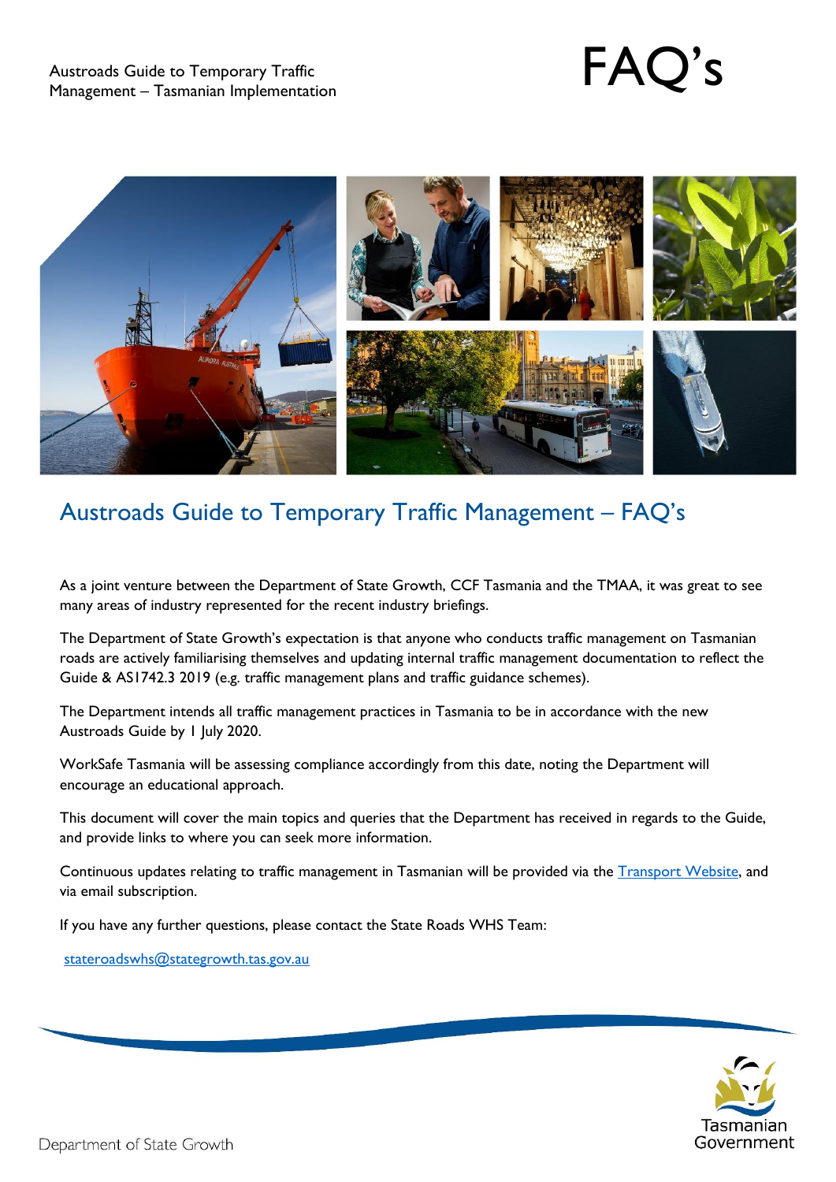Austroads Guide to Temporary Traffic Management – Tasmanian Implementation

# FAQ's

## Austroads Guide to Temporary Traffic Management – FAQ's

As a joint venture between the Department of State Growth, CCF Tasmania and the TMAA, it was great to see many areas of industry represented for the recent industry briefings.

The Department of State Growth's expectation is that anyone who conducts traffic management on Tasmanian roads are actively familiarising themselves and updating internal traffic management documentation to reflect the Guide & AS1742.3 2019 (e.g. traffic management plans and traffic guidance schemes).

The Department intends all traffic management practices in Tasmania to be in accordance with the new Austroads Guide by 1 July 2020.

WorkSafe Tasmania will be assessing compliance accordingly from this date, noting the Department will encourage an educational approach.

This document will cover the main topics and queries that the Department has received in regards to the Guide, and provide links to where you can seek more information.

Continuous updates relating to traffic management in Tasmanian will be provided via the [Transport Website](), and via email subscription.

If you have any further questions, please contact the State Roads WHS Team:

stateroadswhs@stategrowth.tas.gov.au

Department of State Growth

Tasmanian Government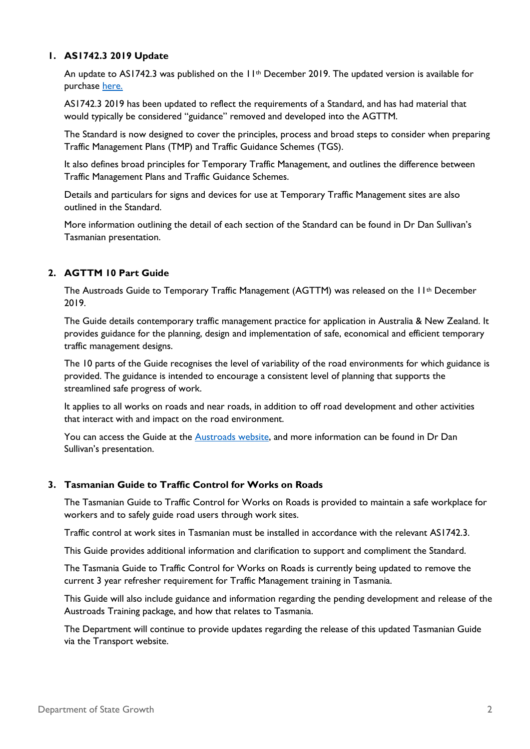## 1. AS1742.3 2019 Update

An update to AS1742.3 was published on the 11th December 2019. The updated version is available for purchase here.

AS1742.3 2019 has been updated to reflect the requirements of a Standard, and has had material that would typically be considered "guidance" removed and developed into the AGTTM.

The Standard is now designed to cover the principles, process and broad steps to consider when preparing Traffic Management Plans (TMP) and Traffic Guidance Schemes (TGS).

It also defines broad principles for Temporary Traffic Management, and outlines the difference between Traffic Management Plans and Traffic Guidance Schemes.

Details and particulars for signs and devices for use at Temporary Traffic Management sites are also outlined in the Standard.

More information outlining the detail of each section of the Standard can be found in Dr Dan Sullivan's Tasmanian presentation.

## 2. AGTTM 10 Part Guide

The Austroads Guide to Temporary Traffic Management (AGTTM) was released on the 11th December 2019.

The Guide details contemporary traffic management practice for application in Australia & New Zealand. It provides guidance for the planning, design and implementation of safe, economical and efficient temporary traffic management designs.

The 10 parts of the Guide recognises the level of variability of the road environments for which guidance is provided. The guidance is intended to encourage a consistent level of planning that supports the streamlined safe progress of work.

It applies to all works on roads and near roads, in addition to off road development and other activities that interact with and impact on the road environment.

You can access the Guide at the Austroads website, and more information can be found in Dr Dan Sullivan's presentation.

## 3. Tasmanian Guide to Traffic Control for Works on Roads

The Tasmanian Guide to Traffic Control for Works on Roads is provided to maintain a safe workplace for workers and to safely guide road users through work sites.

Traffic control at work sites in Tasmanian must be installed in accordance with the relevant AS1742.3.

This Guide provides additional information and clarification to support and compliment the Standard.

The Tasmania Guide to Traffic Control for Works on Roads is currently being updated to remove the current 3 year refresher requirement for Traffic Management training in Tasmania.

This Guide will also include guidance and information regarding the pending development and release of the Austroads Training package, and how that relates to Tasmania.

The Department will continue to provide updates regarding the release of this updated Tasmanian Guide via the Transport website.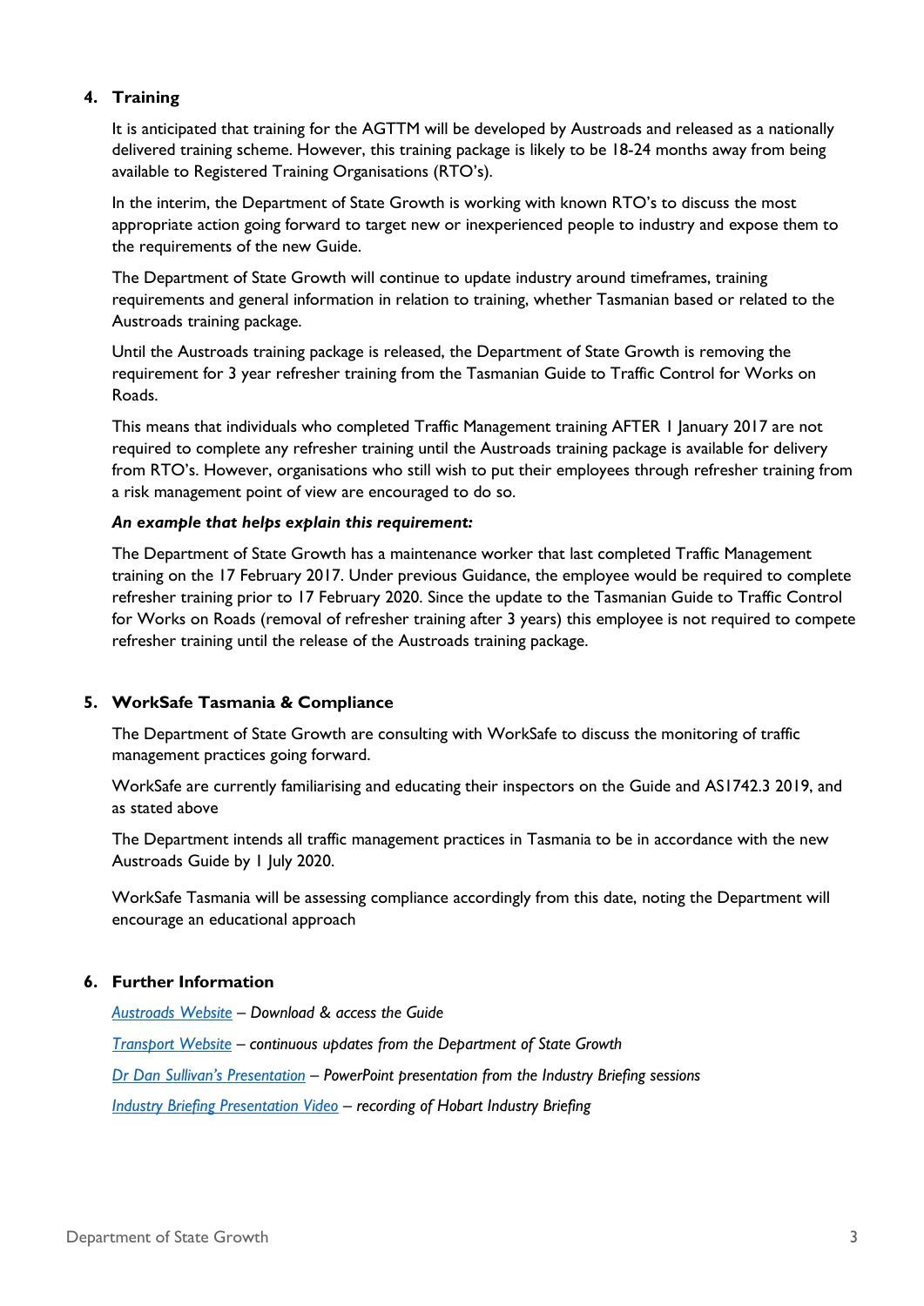## 4. Training

It is anticipated that training for the AGTTM will be developed by Austroads and released as a nationally delivered training scheme. However, this training package is likely to be 18-24 months away from being available to Registered Training Organisations (RTO's).

In the interim, the Department of State Growth is working with known RTO's to discuss the most appropriate action going forward to target new or inexperienced people to industry and expose them to the requirements of the new Guide.

The Department of State Growth will continue to update industry around timeframes, training requirements and general information in relation to training, whether Tasmanian based or related to the Austroads training package.

Until the Austroads training package is released, the Department of State Growth is removing the requirement for 3 year refresher training from the Tasmanian Guide to Traffic Control for Works on Roads.

This means that individuals who completed Traffic Management training AFTER 1 January 2017 are not required to complete any refresher training until the Austroads training package is available for delivery from RTO's. However, organisations who still wish to put their employees through refresher training from a risk management point of view are encouraged to do so.

***An example that helps explain this requirement:***

The Department of State Growth has a maintenance worker that last completed Traffic Management training on the 17 February 2017. Under previous Guidance, the employee would be required to complete refresher training prior to 17 February 2020. Since the update to the Tasmanian Guide to Traffic Control for Works on Roads (removal of refresher training after 3 years) this employee is not required to compete refresher training until the release of the Austroads training package.

## 5. WorkSafe Tasmania & Compliance

The Department of State Growth are consulting with WorkSafe to discuss the monitoring of traffic management practices going forward.

WorkSafe are currently familiarising and educating their inspectors on the Guide and AS1742.3 2019, and as stated above

The Department intends all traffic management practices in Tasmania to be in accordance with the new Austroads Guide by 1 July 2020.

WorkSafe Tasmania will be assessing compliance accordingly from this date, noting the Department will encourage an educational approach

## 6. Further Information

[Austroads Website](#) – *Download & access the Guide*

[Transport Website](#) – *continuous updates from the Department of State Growth*

[Dr Dan Sullivan's Presentation](#) – *PowerPoint presentation from the Industry Briefing sessions*

[Industry Briefing Presentation Video](#) – *recording of Hobart Industry Briefing*